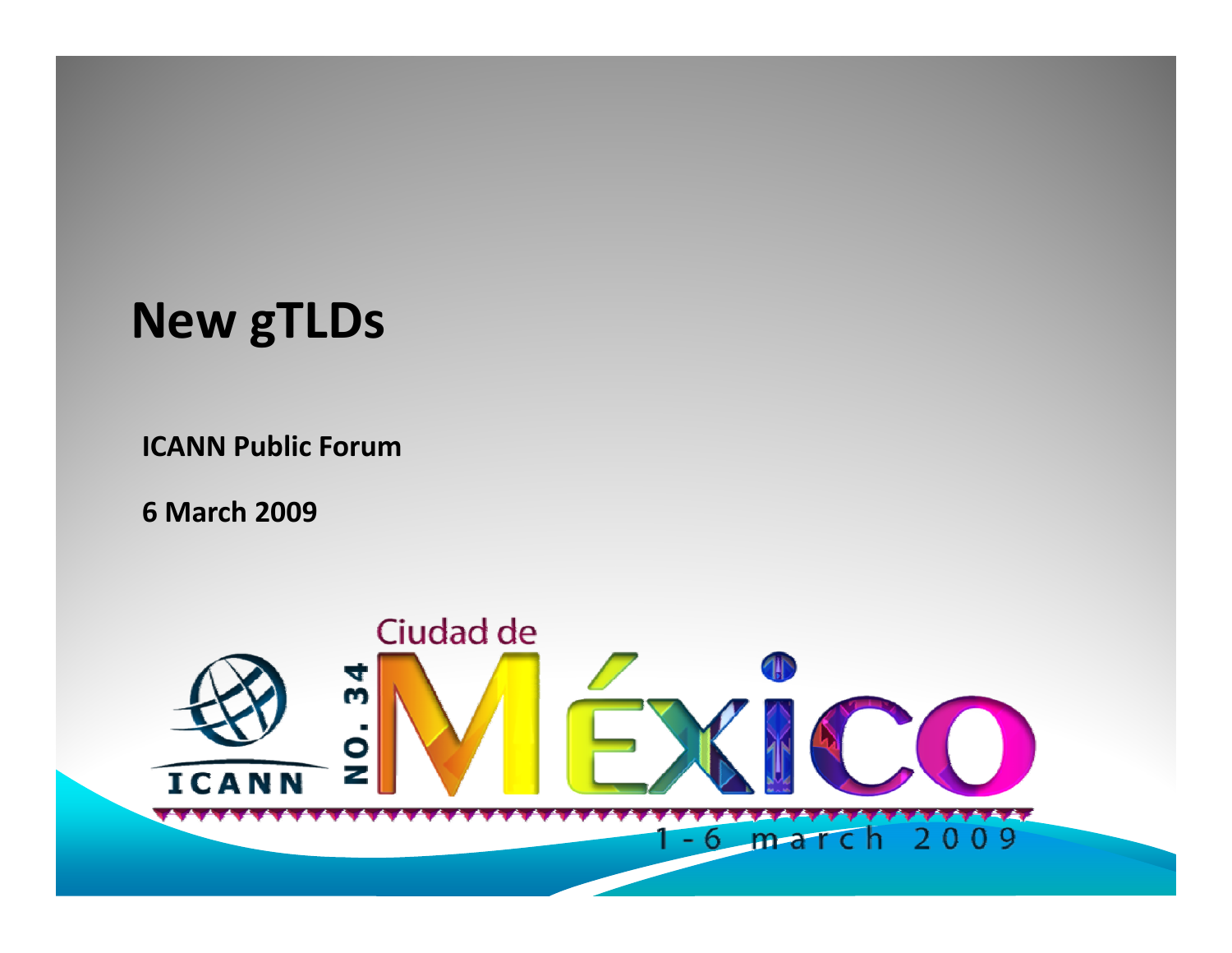# New gTLDs

**ICANN Public Forum**

**6 March 2009**

ICANN

NO. 34

Ciudad de México

1 - 6 march 2009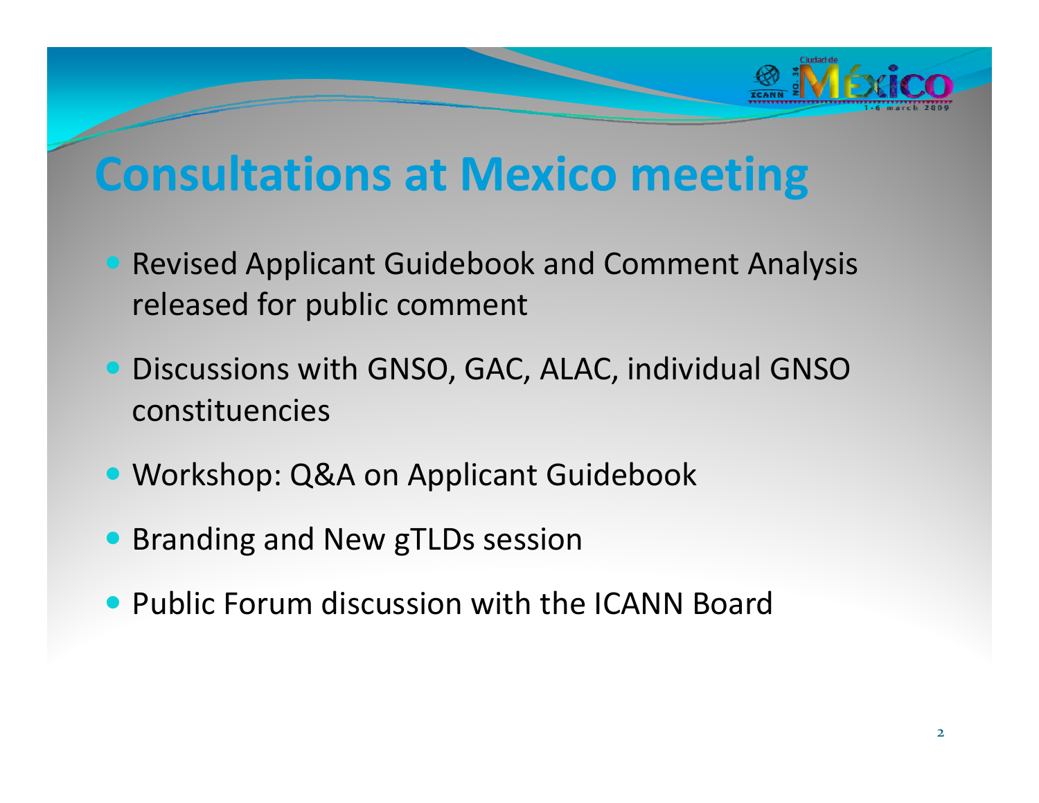# Consultations at Mexico meeting

- Revised Applicant Guidebook and Comment Analysis released for public comment
- Discussions with GNSO, GAC, ALAC, individual GNSO constituencies
- Workshop: Q&A on Applicant Guidebook
- Branding and New gTLDs session
- Public Forum discussion with the ICANN Board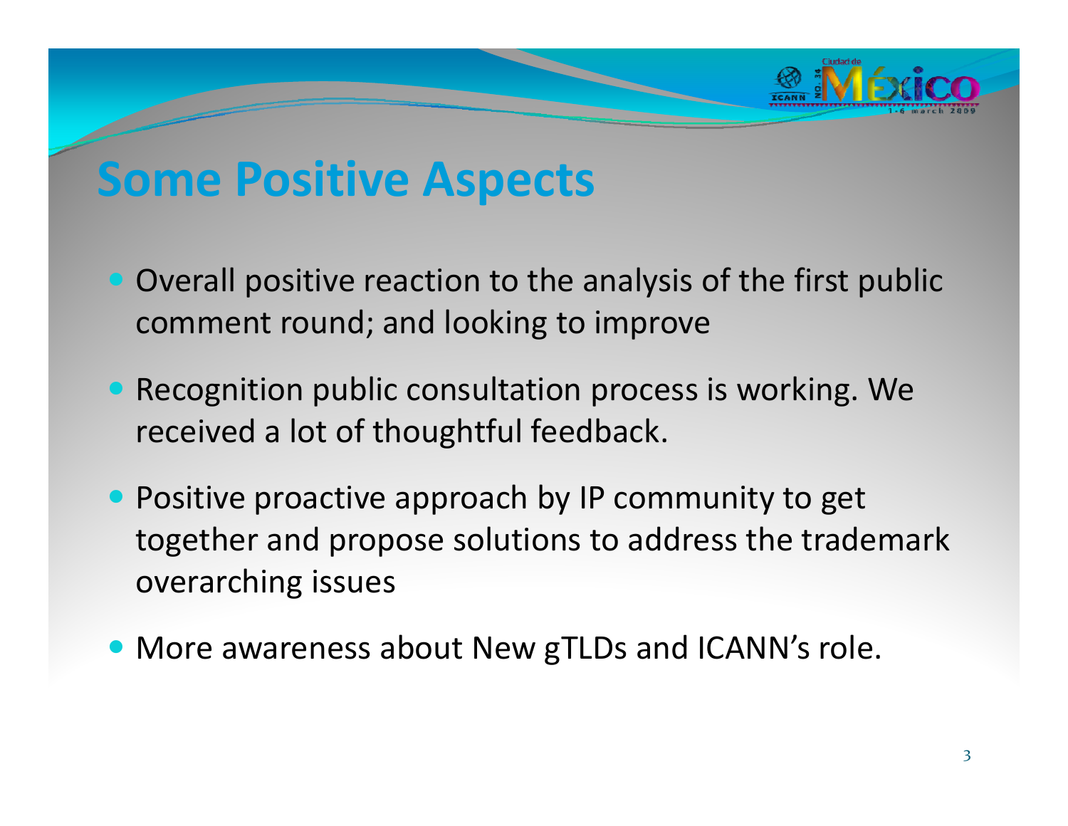# Some Positive Aspects

- Overall positive reaction to the analysis of the first public comment round; and looking to improve
- Recognition public consultation process is working. We received a lot of thoughtful feedback.
- Positive proactive approach by IP community to get together and propose solutions to address the trademark overarching issues
- More awareness about New gTLDs and ICANN's role.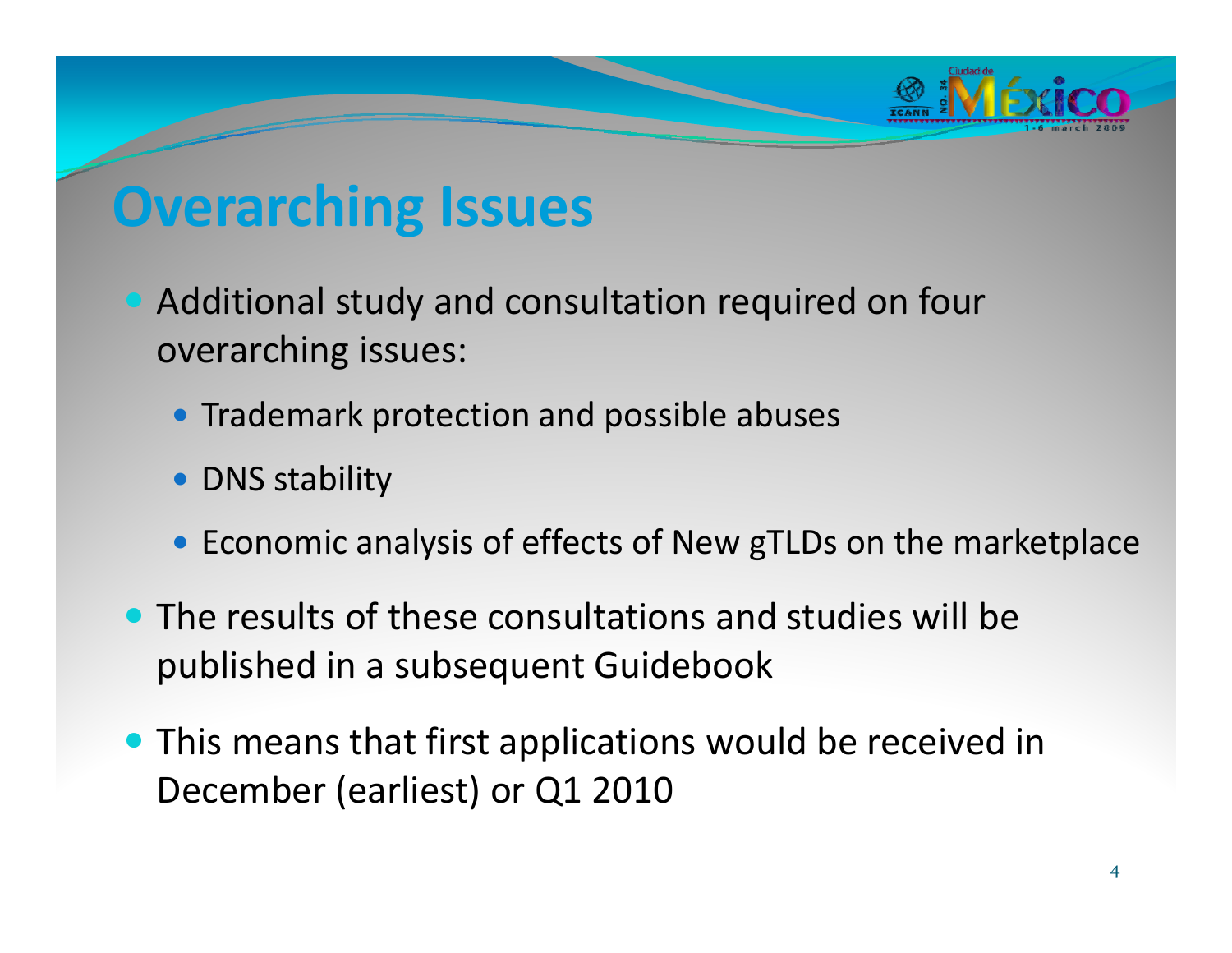# Overarching Issues

- Additional study and consultation required on four overarching issues:
  - Trademark protection and possible abuses
  - DNS stability
  - Economic analysis of effects of New gTLDs on the marketplace
- The results of these consultations and studies will be published in a subsequent Guidebook
- This means that first applications would be received in December (earliest) or Q1 2010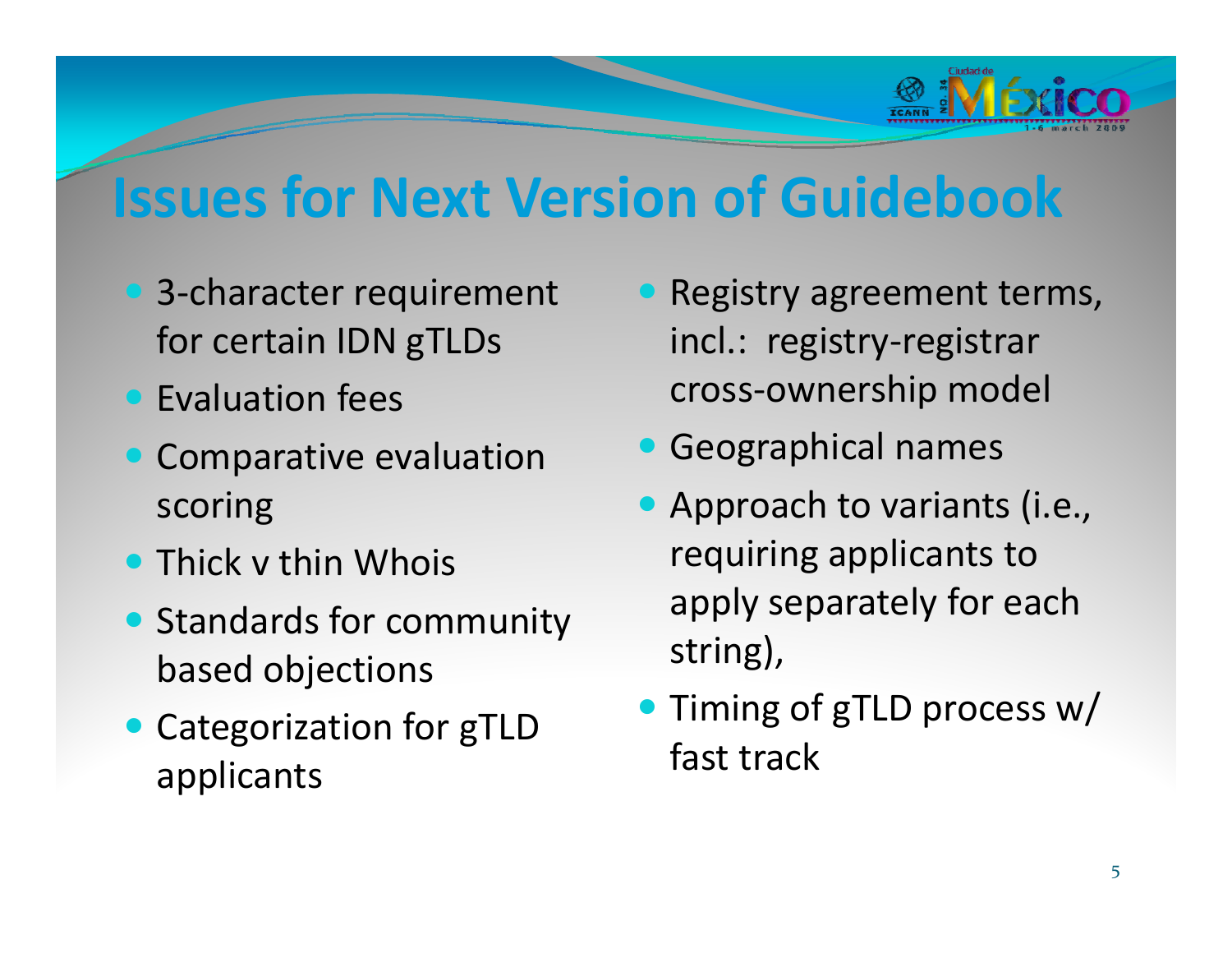# Issues for Next Version of Guidebook

- 3-character requirement for certain IDN gTLDs
- Evaluation fees
- Comparative evaluation scoring
- Thick v thin Whois
- Standards for community based objections
- Categorization for gTLD applicants
- Registry agreement terms, incl.: registry-registrar cross-ownership model
- Geographical names
- Approach to variants (i.e., requiring applicants to apply separately for each string),
- Timing of gTLD process w/ fast track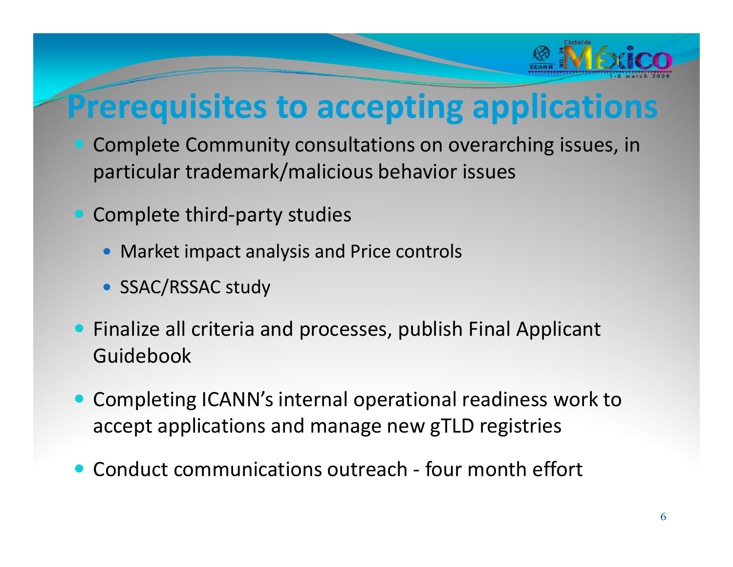# Prerequisites to accepting applications

- Complete Community consultations on overarching issues, in particular trademark/malicious behavior issues
- Complete third-party studies
  - Market impact analysis and Price controls
  - SSAC/RSSAC study
- Finalize all criteria and processes, publish Final Applicant Guidebook
- Completing ICANN's internal operational readiness work to accept applications and manage new gTLD registries
- Conduct communications outreach - four month effort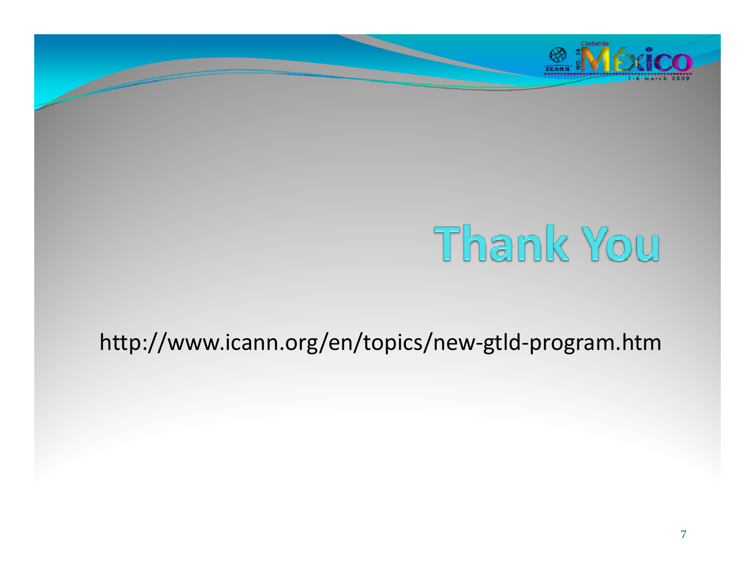# Thank You

http://www.icann.org/en/topics/new-gtld-program.htm